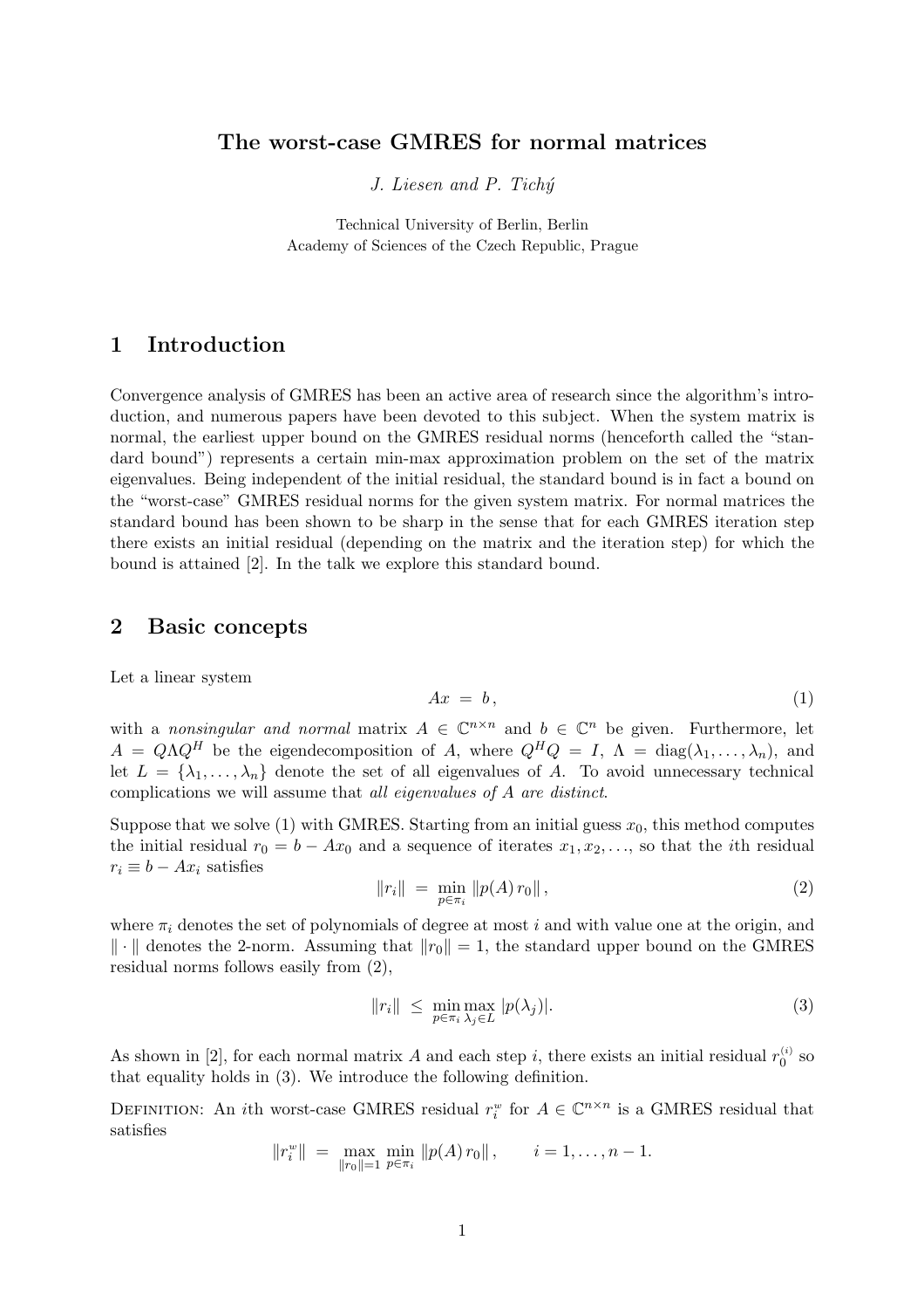# The worst-case GMRES for normal matrices

*J. Liesen and P. Tichý*

Technical University of Berlin, Berlin
Academy of Sciences of the Czech Republic, Prague

## 1 Introduction

Convergence analysis of GMRES has been an active area of research since the algorithm's introduction, and numerous papers have been devoted to this subject. When the system matrix is normal, the earliest upper bound on the GMRES residual norms (henceforth called the "standard bound") represents a certain min-max approximation problem on the set of the matrix eigenvalues. Being independent of the initial residual, the standard bound is in fact a bound on the "worst-case" GMRES residual norms for the given system matrix. For normal matrices the standard bound has been shown to be sharp in the sense that for each GMRES iteration step there exists an initial residual (depending on the matrix and the iteration step) for which the bound is attained [2]. In the talk we explore this standard bound.

## 2 Basic concepts

Let a linear system

$$Ax = b, \tag{1}$$

with a *nonsingular and normal* matrix $A \in \mathbb{C}^{n \times n}$ and $b \in \mathbb{C}^n$ be given. Furthermore, let $A = Q \Lambda Q^H$ be the eigendecomposition of $A$, where $Q^H Q = I$, $\Lambda = \mathrm{diag}(\lambda_1, \ldots, \lambda_n)$, and let $L = \{\lambda_1, \ldots, \lambda_n\}$ denote the set of all eigenvalues of $A$. To avoid unnecessary technical complications we will assume that *all eigenvalues of $A$ are distinct*.

Suppose that we solve (1) with GMRES. Starting from an initial guess $x_0$, this method computes the initial residual $r_0 = b - Ax_0$ and a sequence of iterates $x_1, x_2, \ldots$, so that the $i$th residual $r_i \equiv b - Ax_i$ satisfies

$$\|r_i\| = \min_{p \in \pi_i} \|p(A)\, r_0\|, \tag{2}$$

where $\pi_i$ denotes the set of polynomials of degree at most $i$ and with value one at the origin, and $\|\cdot\|$ denotes the 2-norm. Assuming that $\|r_0\| = 1$, the standard upper bound on the GMRES residual norms follows easily from (2),

$$\|r_i\| \leq \min_{p \in \pi_i} \max_{\lambda_j \in L} |p(\lambda_j)|. \tag{3}$$

As shown in [2], for each normal matrix $A$ and each step $i$, there exists an initial residual $r_0^{(i)}$ so that equality holds in (3). We introduce the following definition.

Definition: An $i$th worst-case GMRES residual $r_i^w$ for $A \in \mathbb{C}^{n \times n}$ is a GMRES residual that satisfies

$$\|r_i^w\| = \max_{\|r_0\|=1} \min_{p \in \pi_i} \|p(A)\, r_0\|, \qquad i = 1, \ldots, n-1.$$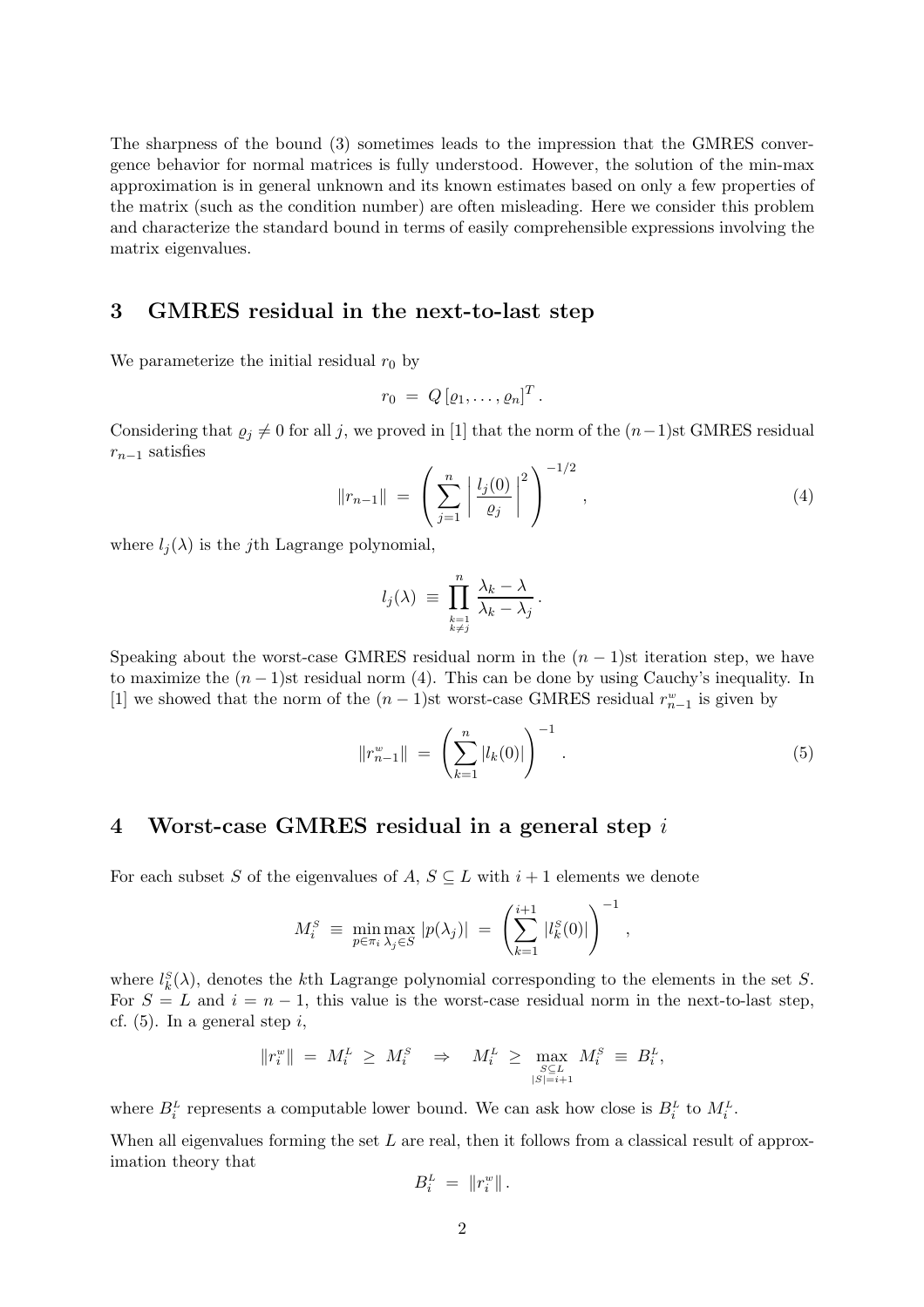The sharpness of the bound (3) sometimes leads to the impression that the GMRES convergence behavior for normal matrices is fully understood. However, the solution of the min-max approximation is in general unknown and its known estimates based on only a few properties of the matrix (such as the condition number) are often misleading. Here we consider this problem and characterize the standard bound in terms of easily comprehensible expressions involving the matrix eigenvalues.

## 3 GMRES residual in the next-to-last step

We parameterize the initial residual $r_0$ by

$$r_0 \;=\; Q\,[\varrho_1,\ldots,\varrho_n]^T\,.$$

Considering that $\varrho_j \neq 0$ for all $j$, we proved in [1] that the norm of the $(n-1)$st GMRES residual $r_{n-1}$ satisfies

$$\|r_{n-1}\| \;=\; \left( \sum_{j=1}^{n} \left| \frac{l_j(0)}{\varrho_j} \right|^2 \right)^{-1/2}, \tag{4}$$

where $l_j(\lambda)$ is the $j$th Lagrange polynomial,

$$l_j(\lambda) \;\equiv\; \prod_{\substack{k=1\\k\neq j}}^{n} \frac{\lambda_k - \lambda}{\lambda_k - \lambda_j}\,.$$

Speaking about the worst-case GMRES residual norm in the $(n-1)$st iteration step, we have to maximize the $(n-1)$st residual norm (4). This can be done by using Cauchy's inequality. In [1] we showed that the norm of the $(n-1)$st worst-case GMRES residual $r_{n-1}^{w}$ is given by

$$\|r_{n-1}^{w}\| \;=\; \left( \sum_{k=1}^{n} |l_k(0)| \right)^{-1}. \tag{5}$$

## 4 Worst-case GMRES residual in a general step $i$

For each subset $S$ of the eigenvalues of $A$, $S \subseteq L$ with $i+1$ elements we denote

$$M_i^{S} \;\equiv\; \min_{p\in\pi_i} \max_{\lambda_j \in S} |p(\lambda_j)| \;=\; \left( \sum_{k=1}^{i+1} |l_k^{S}(0)| \right)^{-1},$$

where $l_k^{S}(\lambda)$, denotes the $k$th Lagrange polynomial corresponding to the elements in the set $S$. For $S = L$ and $i = n-1$, this value is the worst-case residual norm in the next-to-last step, cf. (5). In a general step $i$,

$$\|r_i^{w}\| \;=\; M_i^{L} \;\geq\; M_i^{S} \quad\Rightarrow\quad M_i^{L} \;\geq\; \max_{\substack{S\subseteq L\\|S|=i+1}} M_i^{S} \;\equiv\; B_i^{L},$$

where $B_i^{L}$ represents a computable lower bound. We can ask how close is $B_i^{L}$ to $M_i^{L}$.

When all eigenvalues forming the set $L$ are real, then it follows from a classical result of approximation theory that

$$B_i^{L} \;=\; \|r_i^{w}\|\,.$$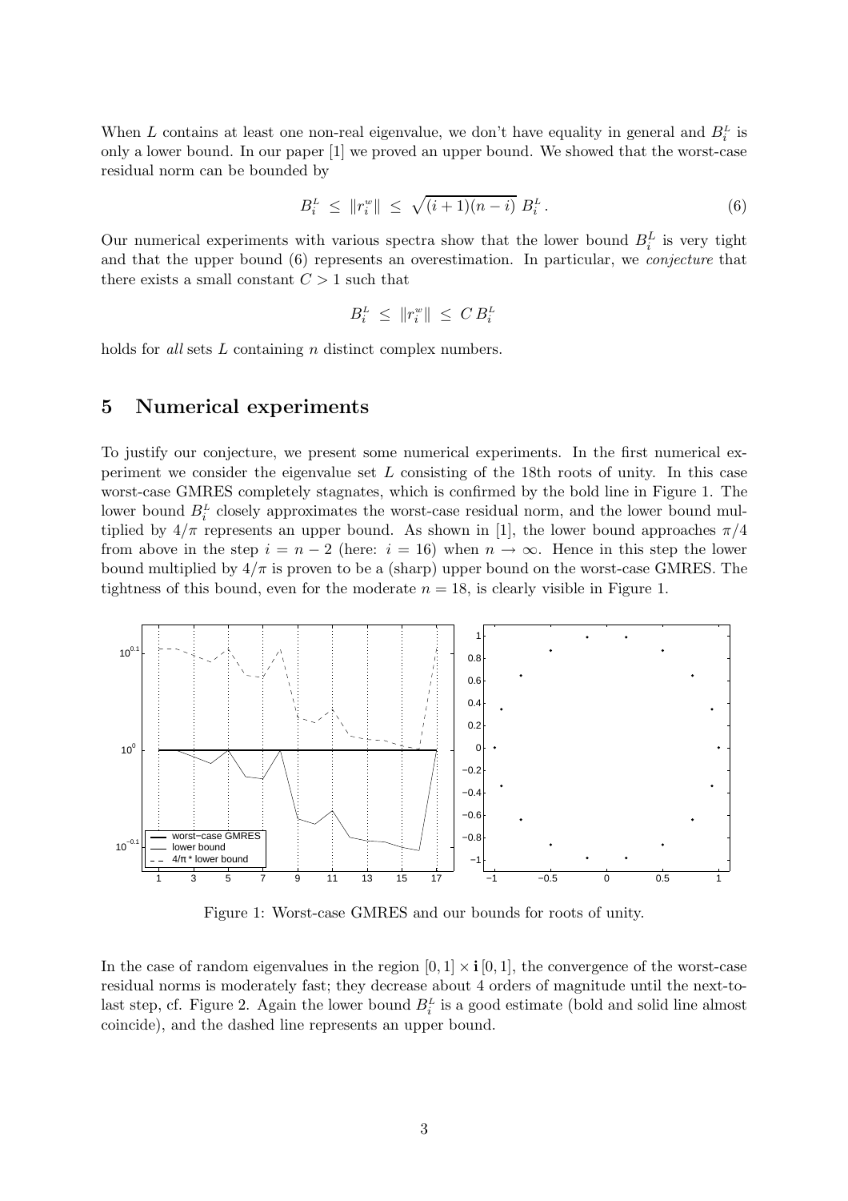When $L$ contains at least one non-real eigenvalue, we don't have equality in general and $B_i^L$ is only a lower bound. In our paper [1] we proved an upper bound. We showed that the worst-case residual norm can be bounded by

$$B_i^L \leq \|r_i^w\| \leq \sqrt{(i+1)(n-i)}\, B_i^L \,. \tag{6}$$

Our numerical experiments with various spectra show that the lower bound $B_i^L$ is very tight and that the upper bound (6) represents an overestimation. In particular, we *conjecture* that there exists a small constant $C > 1$ such that

$$B_i^L \leq \|r_i^w\| \leq C\, B_i^L$$

holds for *all* sets $L$ containing $n$ distinct complex numbers.

## 5 Numerical experiments

To justify our conjecture, we present some numerical experiments. In the first numerical experiment we consider the eigenvalue set $L$ consisting of the 18th roots of unity. In this case worst-case GMRES completely stagnates, which is confirmed by the bold line in Figure 1. The lower bound $B_i^L$ closely approximates the worst-case residual norm, and the lower bound multiplied by $4/\pi$ represents an upper bound. As shown in [1], the lower bound approaches $\pi/4$ from above in the step $i = n-2$ (here: $i = 16$) when $n \to \infty$. Hence in this step the lower bound multiplied by $4/\pi$ is proven to be a (sharp) upper bound on the worst-case GMRES. The tightness of this bound, even for the moderate $n = 18$, is clearly visible in Figure 1.

Figure 1: Worst-case GMRES and our bounds for roots of unity.

In the case of random eigenvalues in the region $[0,1] \times \mathbf{i}\,[0,1]$, the convergence of the worst-case residual norms is moderately fast; they decrease about 4 orders of magnitude until the next-to-last step, cf. Figure 2. Again the lower bound $B_i^L$ is a good estimate (bold and solid line almost coincide), and the dashed line represents an upper bound.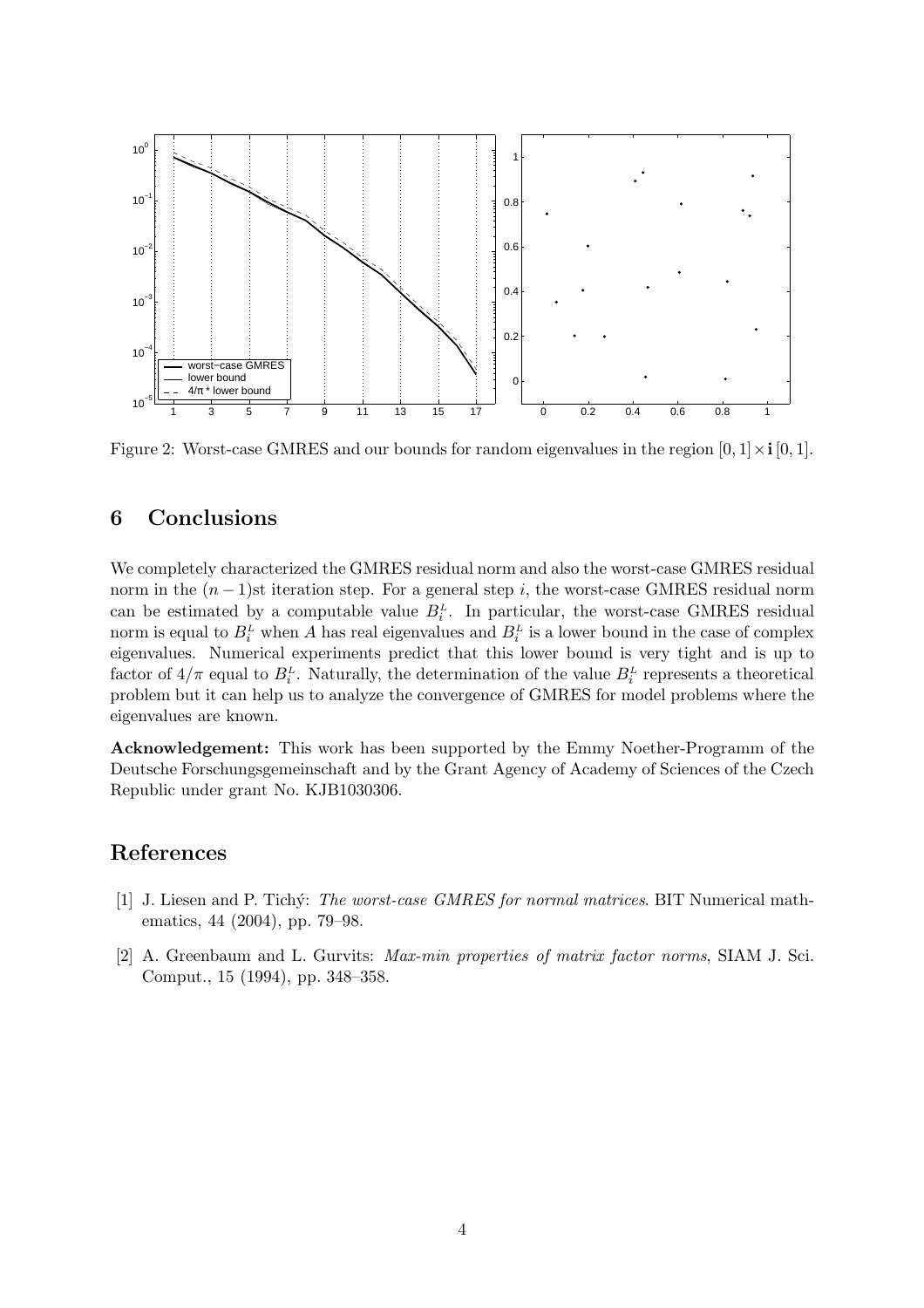worst−case GMRES
lower bound
4/π * lower bound

$10^0$
$10^{-1}$
$10^{-2}$
$10^{-3}$
$10^{-4}$
$10^{-5}$
1 3 5 7 9 11 13 15 17

1
0.8
0.6
0.4
0.2
0
0 0.2 0.4 0.6 0.8 1

Figure 2: Worst-case GMRES and our bounds for random eigenvalues in the region $[0, 1] \times \mathbf{i}\,[0, 1]$.

## 6 Conclusions

We completely characterized the GMRES residual norm and also the worst-case GMRES residual norm in the $(n-1)$st iteration step. For a general step $i$, the worst-case GMRES residual norm can be estimated by a computable value $B_i^L$. In particular, the worst-case GMRES residual norm is equal to $B_i^L$ when $A$ has real eigenvalues and $B_i^L$ is a lower bound in the case of complex eigenvalues. Numerical experiments predict that this lower bound is very tight and is up to factor of $4/\pi$ equal to $B_i^L$. Naturally, the determination of the value $B_i^L$ represents a theoretical problem but it can help us to analyze the convergence of GMRES for model problems where the eigenvalues are known.

**Acknowledgement:** This work has been supported by the Emmy Noether-Programm of the Deutsche Forschungsgemeinschaft and by the Grant Agency of Academy of Sciences of the Czech Republic under grant No. KJB1030306.

## References

[1] J. Liesen and P. Tichý: *The worst-case GMRES for normal matrices*. BIT Numerical mathematics, 44 (2004), pp. 79–98.

[2] A. Greenbaum and L. Gurvits: *Max-min properties of matrix factor norms*, SIAM J. Sci. Comput., 15 (1994), pp. 348–358.